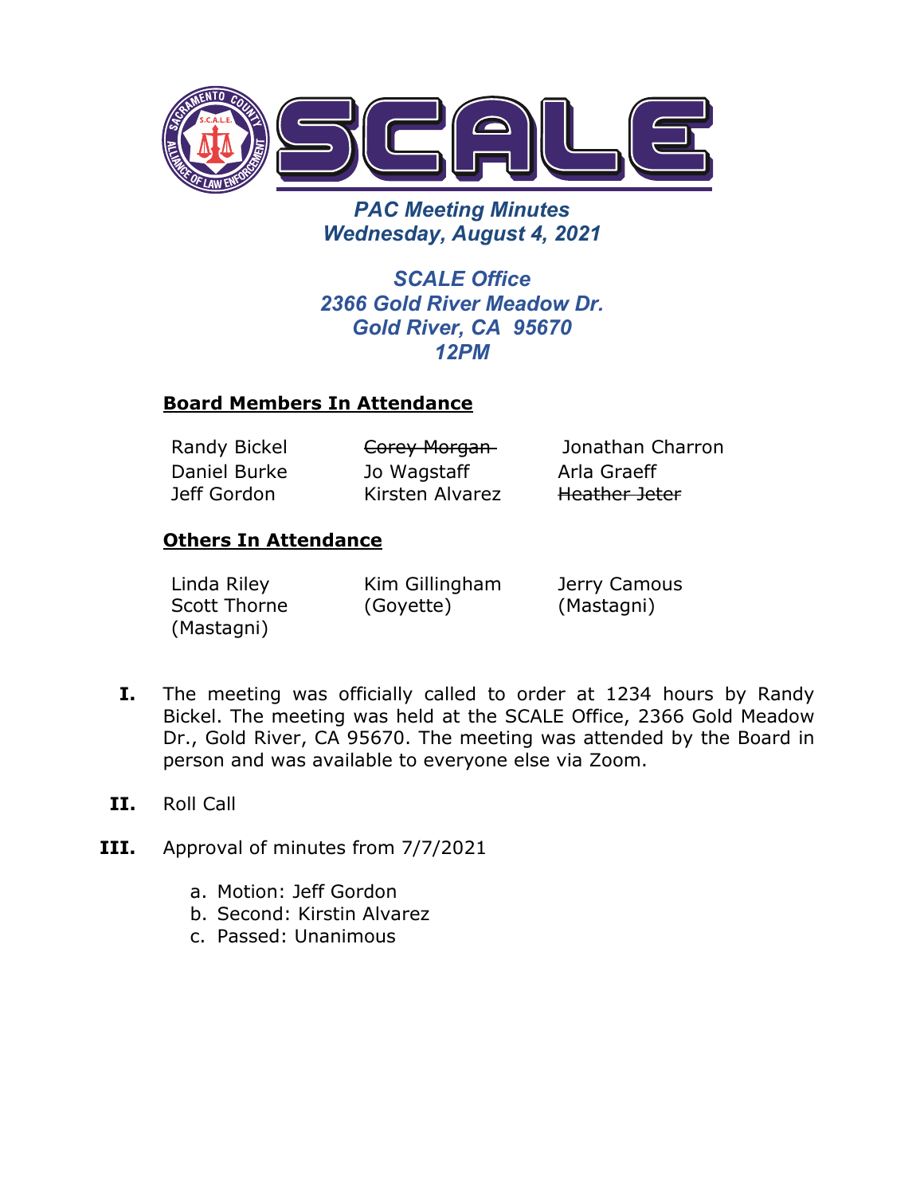# SCALE

## *PAC Meeting Minutes*
## *Wednesday, August 4, 2021*

### *SCALE Office*
### *2366 Gold River Meadow Dr.*
### *Gold River, CA 95670*
### *12PM*

**Board Members In Attendance**

| | | |
|---|---|---|
| Randy Bickel | ~~Corey Morgan~~ | Jonathan Charron |
| Daniel Burke | Jo Wagstaff | Arla Graeff |
| Jeff Gordon | Kirsten Alvarez | ~~Heather Jeter~~ |

**Others In Attendance**

| | | |
|---|---|---|
| Linda Riley | Kim Gillingham (Goyette) | Jerry Camous (Mastagni) |
| Scott Thorne (Mastagni) | | |

I. The meeting was officially called to order at 1234 hours by Randy Bickel. The meeting was held at the SCALE Office, 2366 Gold Meadow Dr., Gold River, CA 95670. The meeting was attended by the Board in person and was available to everyone else via Zoom.

II. Roll Call

III. Approval of minutes from 7/7/2021

   a. Motion: Jeff Gordon
   b. Second: Kirstin Alvarez
   c. Passed: Unanimous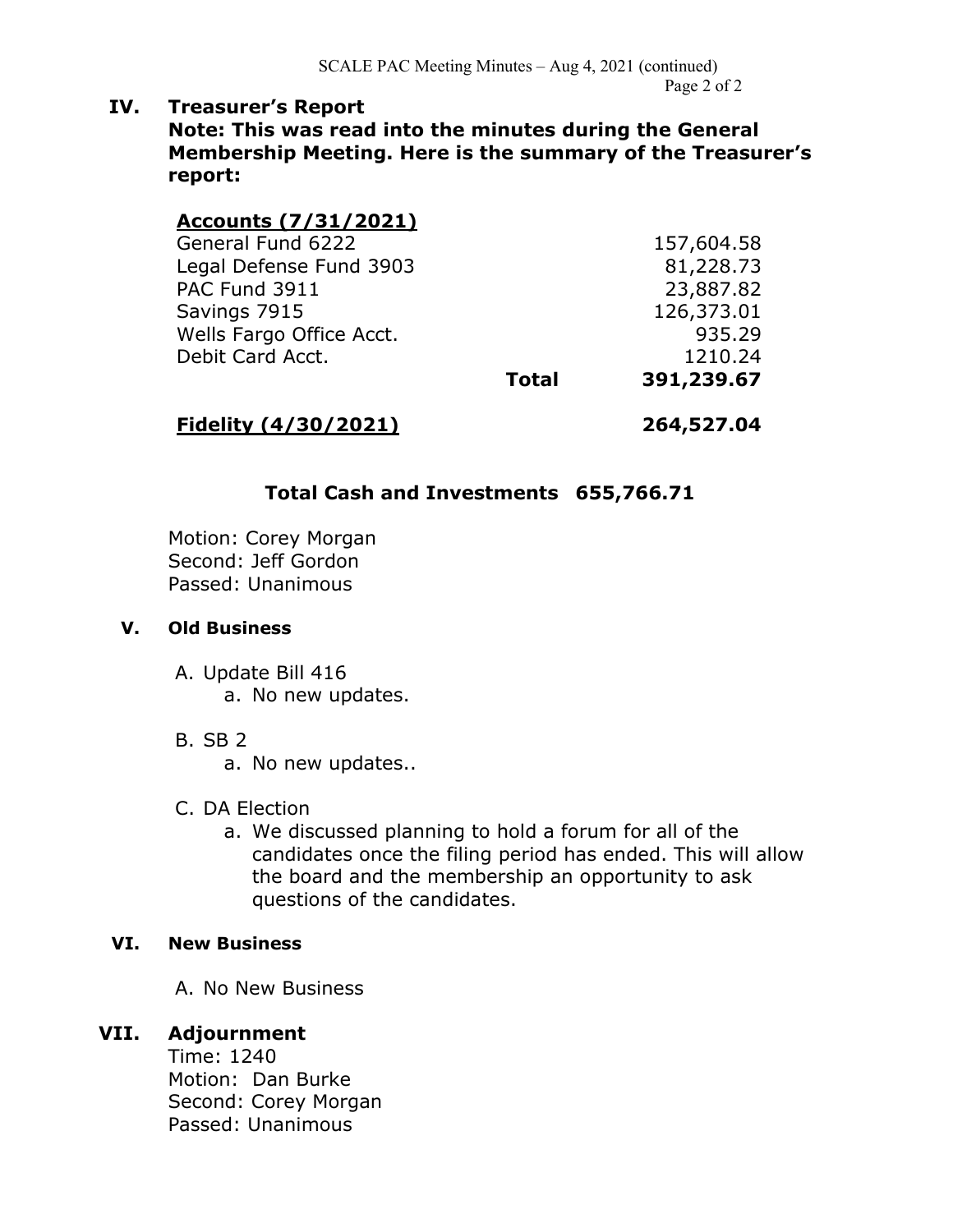## IV. Treasurer's Report

**Note: This was read into the minutes during the General Membership Meeting. Here is the summary of the Treasurer's report:**

| | | |
|---|---|---|
| **Accounts (7/31/2021)** | | |
| General Fund 6222 | | 157,604.58 |
| Legal Defense Fund 3903 | | 81,228.73 |
| PAC Fund 3911 | | 23,887.82 |
| Savings 7915 | | 126,373.01 |
| Wells Fargo Office Acct. | | 935.29 |
| Debit Card Acct. | | 1210.24 |
| | **Total** | **391,239.67** |
| **Fidelity (4/30/2021)** | | **264,527.04** |

**Total Cash and Investments 655,766.71**

Motion: Corey Morgan
Second: Jeff Gordon
Passed: Unanimous

## V. Old Business

A. Update Bill 416
   a. No new updates.

B. SB 2
   a. No new updates..

C. DA Election
   a. We discussed planning to hold a forum for all of the candidates once the filing period has ended. This will allow the board and the membership an opportunity to ask questions of the candidates.

## VI. New Business

A. No New Business

## VII. Adjournment

Time: 1240
Motion: Dan Burke
Second: Corey Morgan
Passed: Unanimous